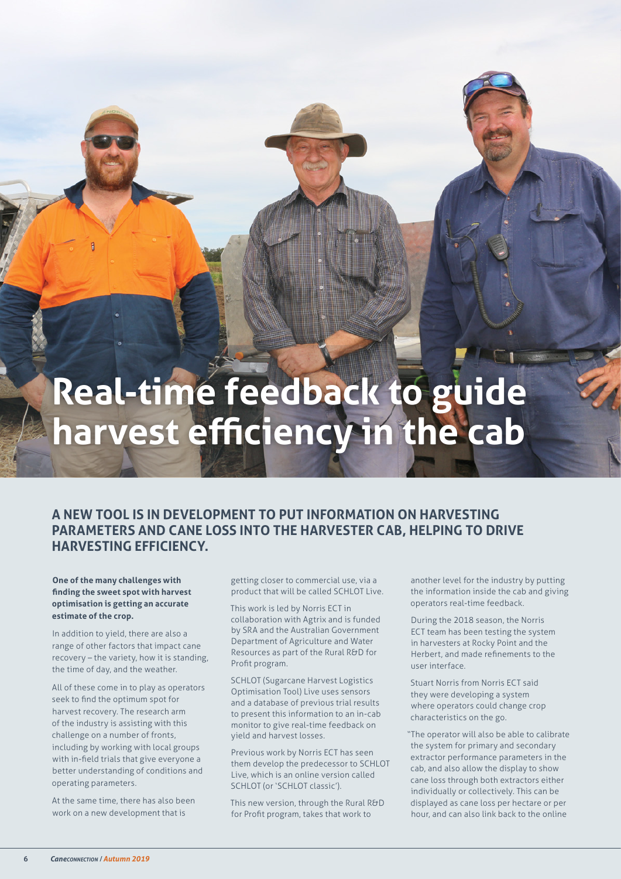# Real-time feedback to guide harvest efficiency in the cab

## A NEW TOOL IS IN DEVELOPMENT TO PUT INFORMATION ON HARVESTING PARAMETERS AND CANE LOSS INTO THE HARVESTER CAB, HELPING TO DRIVE HARVESTING EFFICIENCY.

**One of the many challenges with finding the sweet spot with harvest optimisation is getting an accurate estimate of the crop.**

In addition to yield, there are also a range of other factors that impact cane recovery – the variety, how it is standing, the time of day, and the weather.

All of these come in to play as operators seek to find the optimum spot for harvest recovery. The research arm of the industry is assisting with this challenge on a number of fronts, including by working with local groups with in-field trials that give everyone a better understanding of conditions and operating parameters.

At the same time, there has also been work on a new development that is getting closer to commercial use, via a product that will be called SCHLOT Live.

This work is led by Norris ECT in collaboration with Agtrix and is funded by SRA and the Australian Government Department of Agriculture and Water Resources as part of the Rural R&D for Profit program.

SCHLOT (Sugarcane Harvest Logistics Optimisation Tool) Live uses sensors and a database of previous trial results to present this information to an in-cab monitor to give real-time feedback on yield and harvest losses.

Previous work by Norris ECT has seen them develop the predecessor to SCHLOT Live, which is an online version called SCHLOT (or 'SCHLOT classic').

This new version, through the Rural R&D for Profit program, takes that work to another level for the industry by putting the information inside the cab and giving operators real-time feedback.

During the 2018 season, the Norris ECT team has been testing the system in harvesters at Rocky Point and the Herbert, and made refinements to the user interface.

Stuart Norris from Norris ECT said they were developing a system where operators could change crop characteristics on the go.

"The operator will also be able to calibrate the system for primary and secondary extractor performance parameters in the cab, and also allow the display to show cane loss through both extractors either individually or collectively. This can be displayed as cane loss per hectare or per hour, and can also link back to the online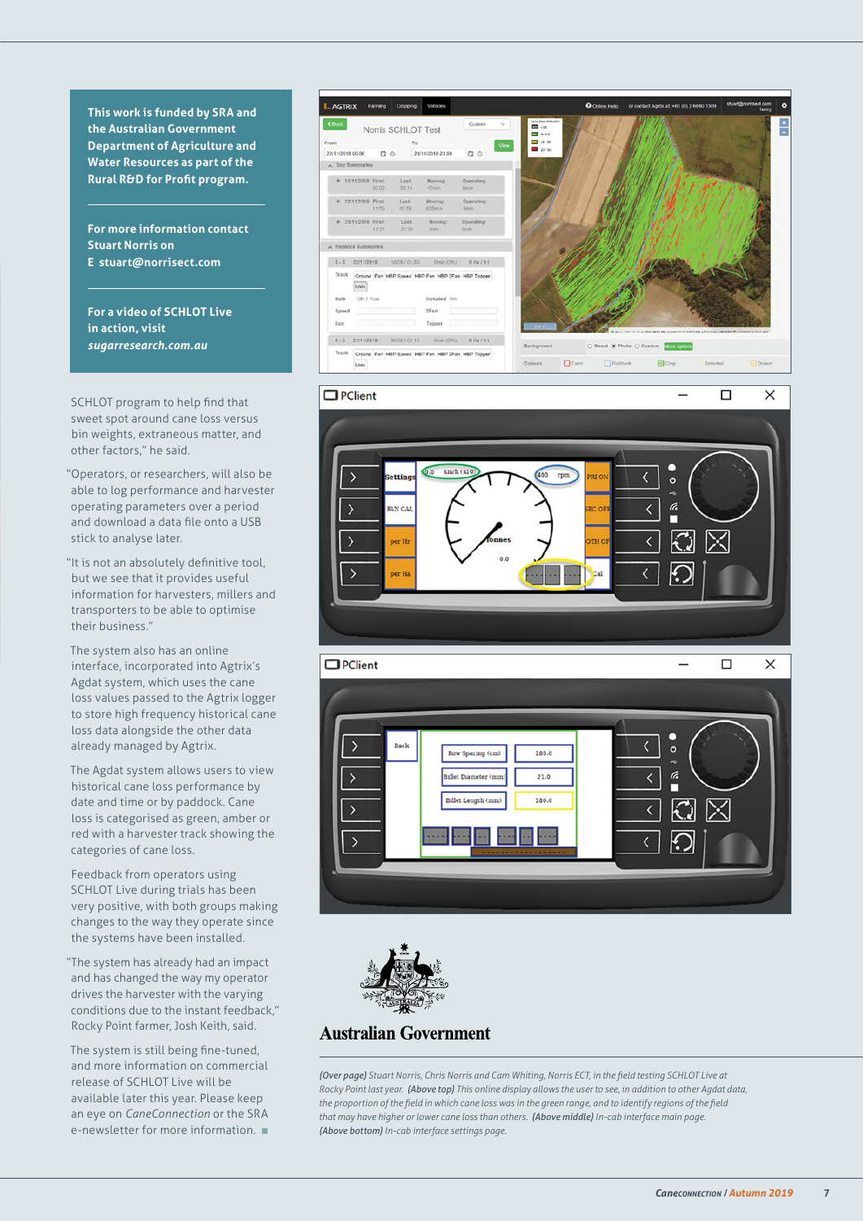**This work is funded by SRA and the Australian Government Department of Agriculture and Water Resources as part of the Rural R&D for Profit program.**

**For more information contact Stuart Norris on E stuart@norrisect.com**

**For a video of SCHLOT Live in action, visit *sugarresearch.com.au***

SCHLOT program to help find that sweet spot around cane loss versus bin weights, extraneous matter, and other factors," he said.

"Operators, or researchers, will also be able to log performance and harvester operating parameters over a period and download a data file onto a USB stick to analyse later.

"It is not an absolutely definitive tool, but we see that it provides useful information for harvesters, millers and transporters to be able to optimise their business."

The system also has an online interface, incorporated into Agtrix's Agdat system, which uses the cane loss values passed to the Agtrix logger to store high frequency historical cane loss data alongside the other data already managed by Agtrix.

The Agdat system allows users to view historical cane loss performance by date and time or by paddock. Cane loss is categorised as green, amber or red with a harvester track showing the categories of cane loss.

Feedback from operators using SCHLOT Live during trials has been very positive, with both groups making changes to the way they operate since the systems have been installed.

"The system has already had an impact and has changed the way my operator drives the harvester with the varying conditions due to the instant feedback," Rocky Point farmer, Josh Keith, said.

The system is still being fine-tuned, and more information on commercial release of SCHLOT Live will be available later this year. Please keep an eye on *CaneConnection* or the SRA e-newsletter for more information.

Australian Government

*(Over page) Stuart Norris, Chris Norris and Cam Whiting, Norris ECT, in the field testing SCHLOT Live at Rocky Point last year. (Above top) This online display allows the user to see, in addition to other Agdat data, the proportion of the field in which cane loss was in the green range, and to identify regions of the field that may have higher or lower cane loss than others. (Above middle) In-cab interface main page. (Above bottom) In-cab interface settings page.*